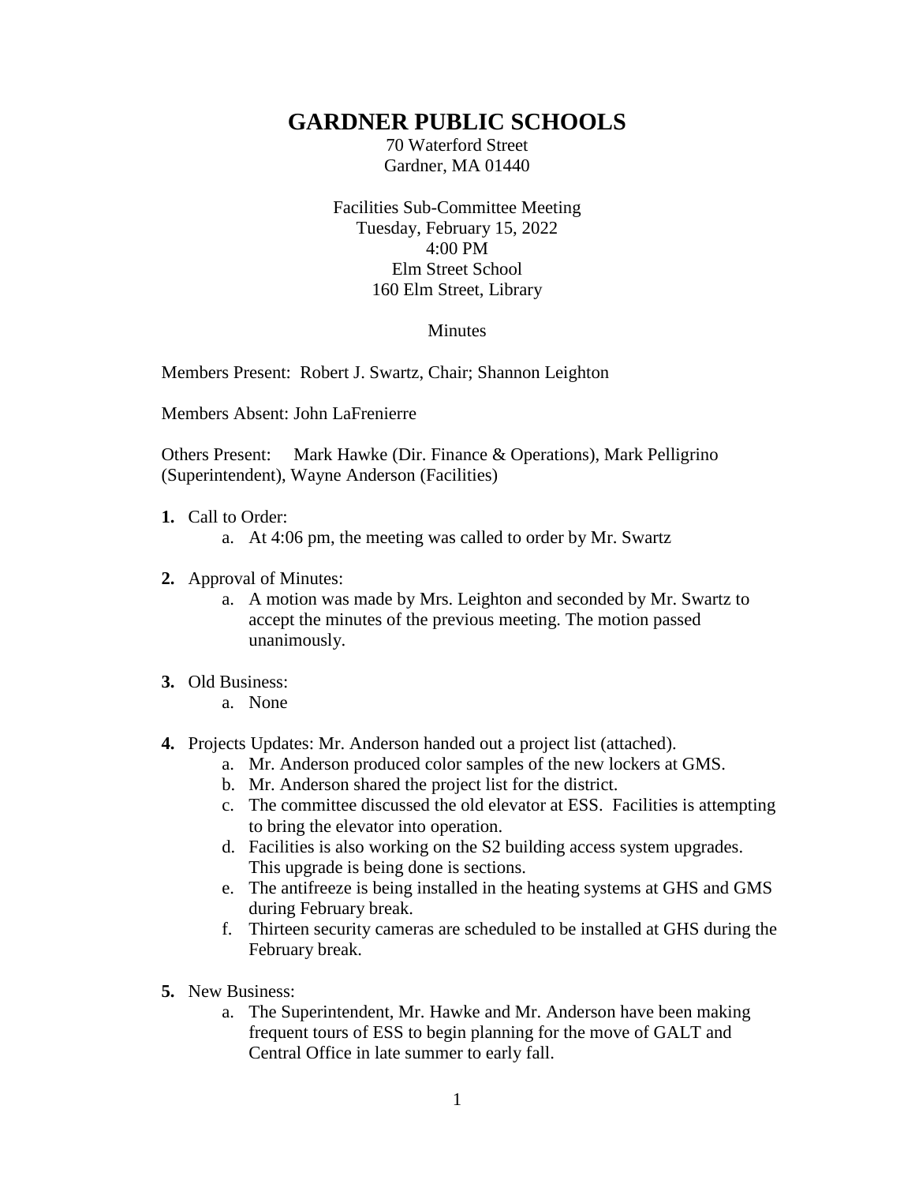# GARDNER PUBLIC SCHOOLS

70 Waterford Street
Gardner, MA 01440

Facilities Sub-Committee Meeting
Tuesday, February 15, 2022
4:00 PM
Elm Street School
160 Elm Street, Library

Minutes

Members Present: Robert J. Swartz, Chair; Shannon Leighton

Members Absent: John LaFrenierre

Others Present: Mark Hawke (Dir. Finance & Operations), Mark Pelligrino (Superintendent), Wayne Anderson (Facilities)

1. Call to Order:
   a. At 4:06 pm, the meeting was called to order by Mr. Swartz

2. Approval of Minutes:
   a. A motion was made by Mrs. Leighton and seconded by Mr. Swartz to accept the minutes of the previous meeting. The motion passed unanimously.

3. Old Business:
   a. None

4. Projects Updates: Mr. Anderson handed out a project list (attached).
   a. Mr. Anderson produced color samples of the new lockers at GMS.
   b. Mr. Anderson shared the project list for the district.
   c. The committee discussed the old elevator at ESS. Facilities is attempting to bring the elevator into operation.
   d. Facilities is also working on the S2 building access system upgrades. This upgrade is being done is sections.
   e. The antifreeze is being installed in the heating systems at GHS and GMS during February break.
   f. Thirteen security cameras are scheduled to be installed at GHS during the February break.

5. New Business:
   a. The Superintendent, Mr. Hawke and Mr. Anderson have been making frequent tours of ESS to begin planning for the move of GALT and Central Office in late summer to early fall.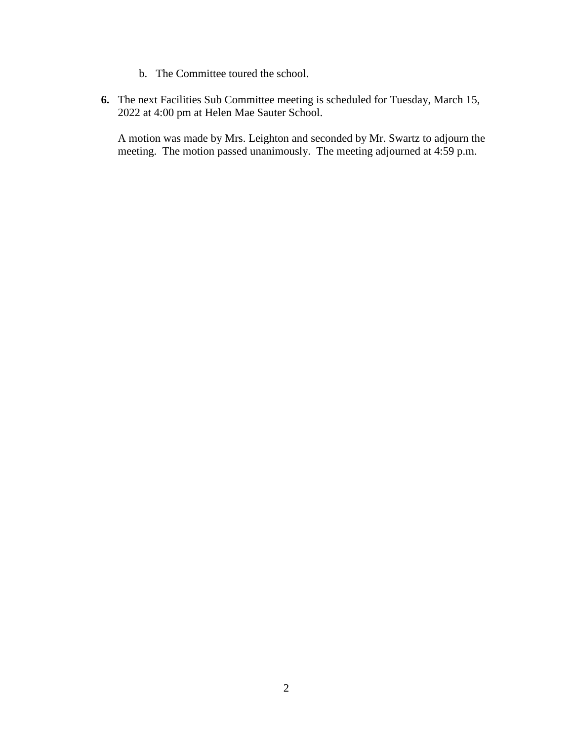b. The Committee toured the school.

**6.** The next Facilities Sub Committee meeting is scheduled for Tuesday, March 15, 2022 at 4:00 pm at Helen Mae Sauter School.

A motion was made by Mrs. Leighton and seconded by Mr. Swartz to adjourn the meeting. The motion passed unanimously. The meeting adjourned at 4:59 p.m.